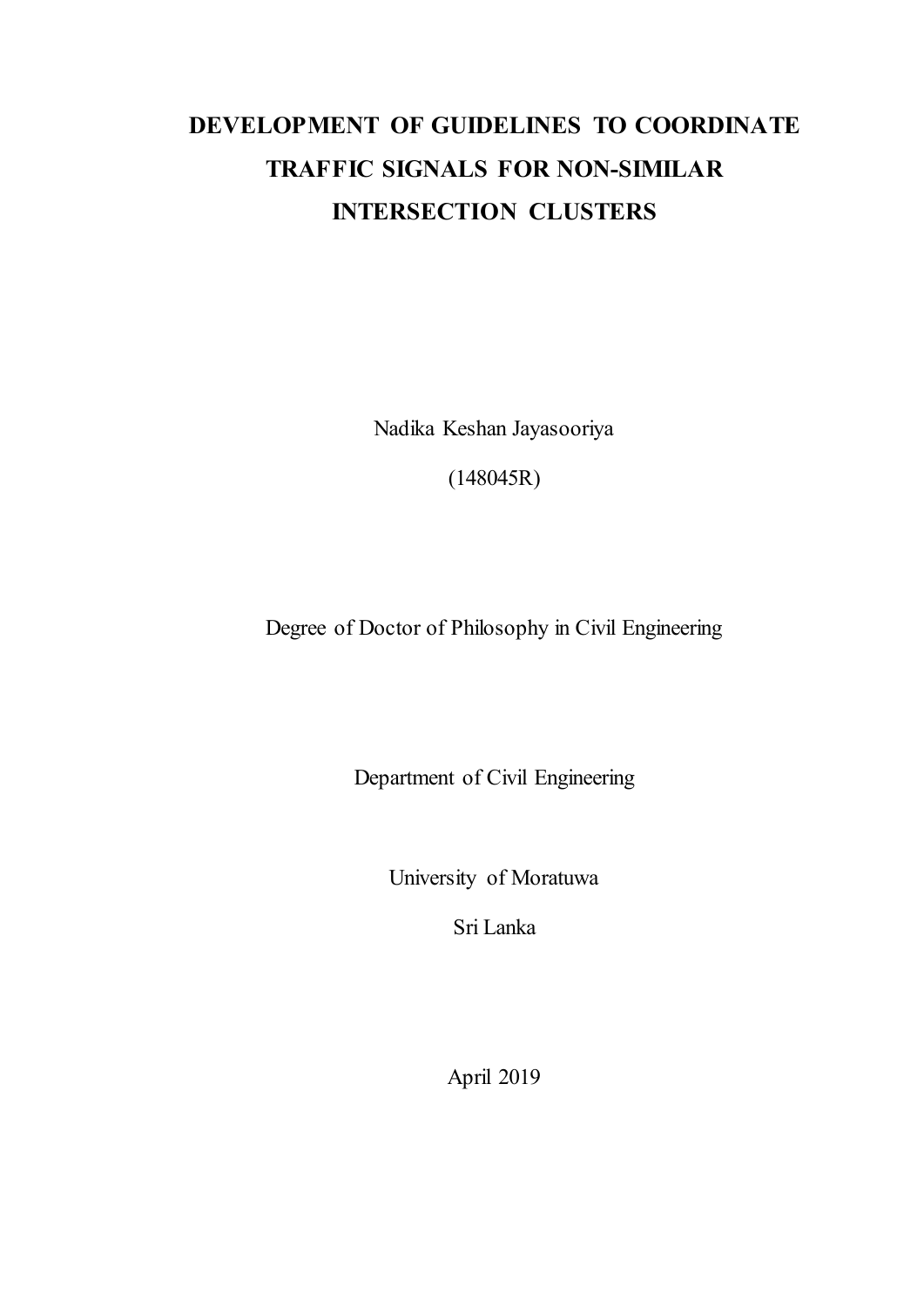# DEVELOPMENT OF GUIDELINES TO COORDINATE TRAFFIC SIGNALS FOR NON-SIMILAR INTERSECTION CLUSTERS

Nadika Keshan Jayasooriya

(148045R)

Degree of Doctor of Philosophy in Civil Engineering

Department of Civil Engineering

University of Moratuwa

Sri Lanka

April 2019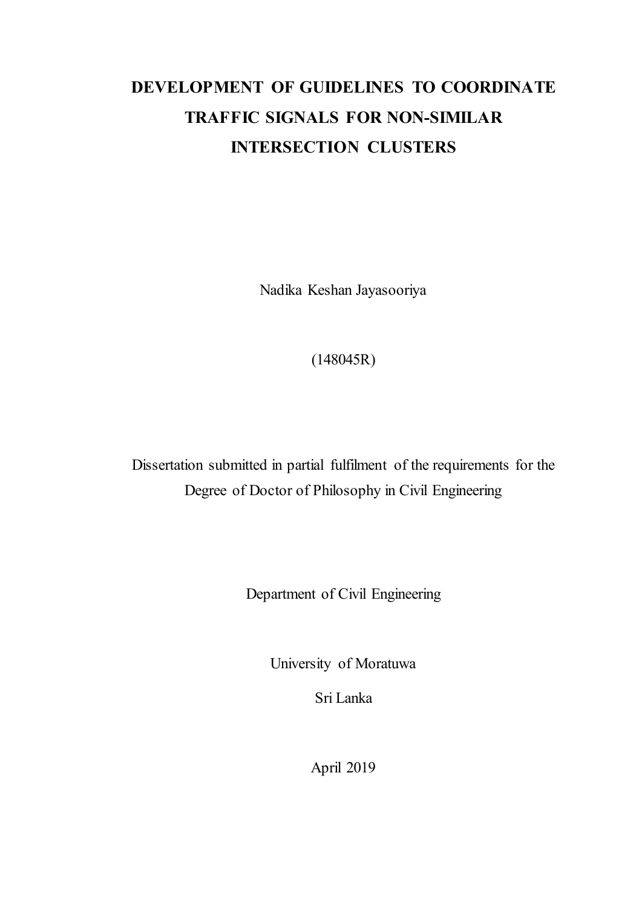# DEVELOPMENT OF GUIDELINES TO COORDINATE TRAFFIC SIGNALS FOR NON-SIMILAR INTERSECTION CLUSTERS

Nadika Keshan Jayasooriya

(148045R)

Dissertation submitted in partial fulfilment of the requirements for the Degree of Doctor of Philosophy in Civil Engineering

Department of Civil Engineering

University of Moratuwa

Sri Lanka

April 2019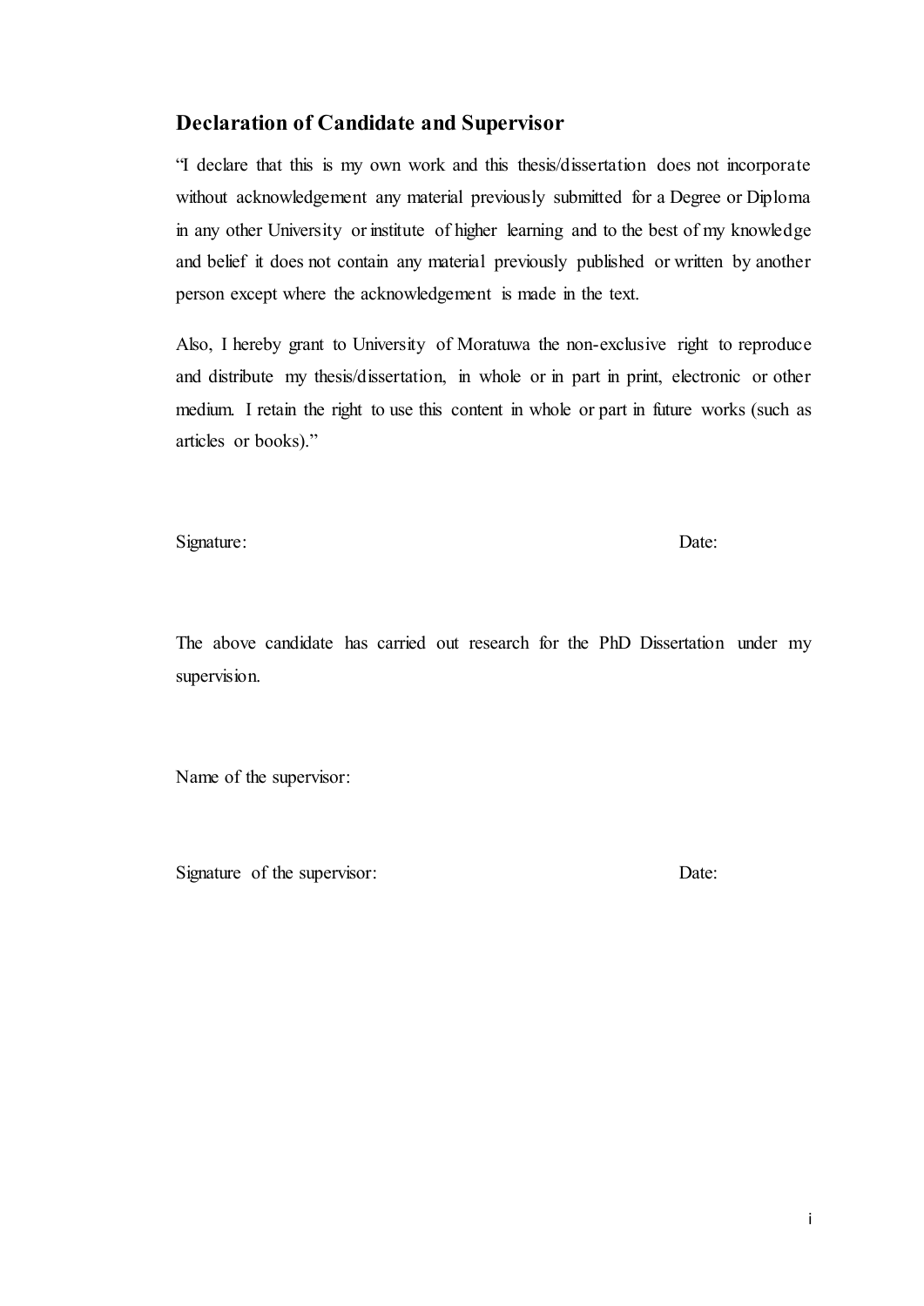## Declaration of Candidate and Supervisor

"I declare that this is my own work and this thesis/dissertation does not incorporate without acknowledgement any material previously submitted for a Degree or Diploma in any other University or institute of higher learning and to the best of my knowledge and belief it does not contain any material previously published or written by another person except where the acknowledgement is made in the text.

Also, I hereby grant to University of Moratuwa the non-exclusive right to reproduce and distribute my thesis/dissertation, in whole or in part in print, electronic or other medium. I retain the right to use this content in whole or part in future works (such as articles or books)."

Signature: Date:

The above candidate has carried out research for the PhD Dissertation under my supervision.

Name of the supervisor:

Signature of the supervisor: Date: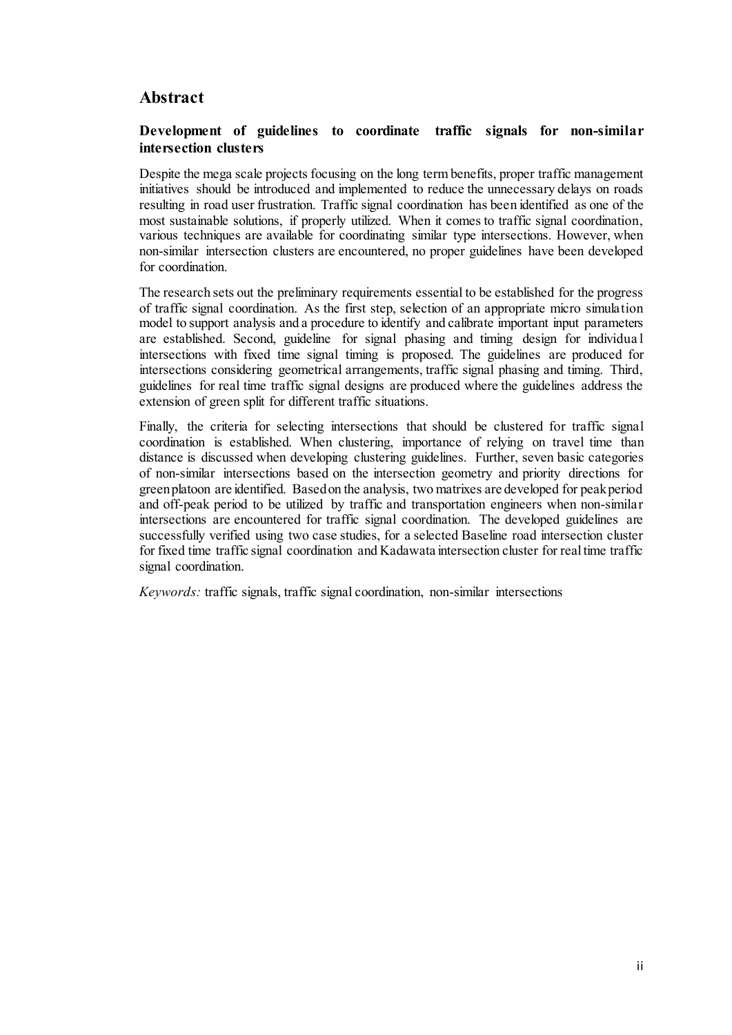# Abstract

### Development of guidelines to coordinate traffic signals for non-similar intersection clusters

Despite the mega scale projects focusing on the long term benefits, proper traffic management initiatives should be introduced and implemented to reduce the unnecessary delays on roads resulting in road user frustration. Traffic signal coordination has been identified as one of the most sustainable solutions, if properly utilized. When it comes to traffic signal coordination, various techniques are available for coordinating similar type intersections. However, when non-similar intersection clusters are encountered, no proper guidelines have been developed for coordination.

The research sets out the preliminary requirements essential to be established for the progress of traffic signal coordination. As the first step, selection of an appropriate micro simulation model to support analysis and a procedure to identify and calibrate important input parameters are established. Second, guideline for signal phasing and timing design for individual intersections with fixed time signal timing is proposed. The guidelines are produced for intersections considering geometrical arrangements, traffic signal phasing and timing. Third, guidelines for real time traffic signal designs are produced where the guidelines address the extension of green split for different traffic situations.

Finally, the criteria for selecting intersections that should be clustered for traffic signal coordination is established. When clustering, importance of relying on travel time than distance is discussed when developing clustering guidelines. Further, seven basic categories of non-similar intersections based on the intersection geometry and priority directions for green platoon are identified. Based on the analysis, two matrixes are developed for peak period and off-peak period to be utilized by traffic and transportation engineers when non-similar intersections are encountered for traffic signal coordination. The developed guidelines are successfully verified using two case studies, for a selected Baseline road intersection cluster for fixed time traffic signal coordination and Kadawata intersection cluster for real time traffic signal coordination.

*Keywords:* traffic signals, traffic signal coordination, non-similar intersections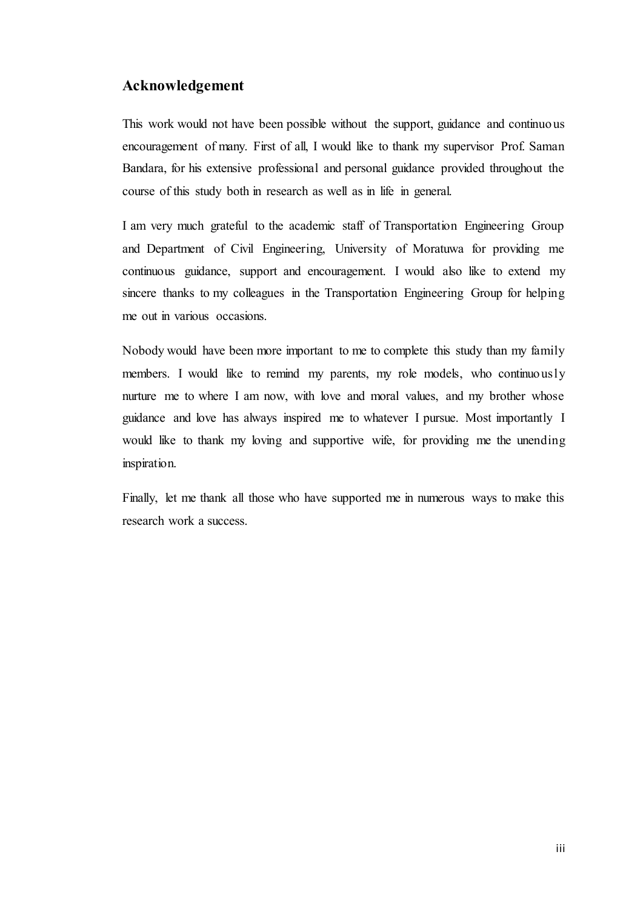## Acknowledgement

This work would not have been possible without the support, guidance and continuous encouragement of many. First of all, I would like to thank my supervisor Prof. Saman Bandara, for his extensive professional and personal guidance provided throughout the course of this study both in research as well as in life in general.

I am very much grateful to the academic staff of Transportation Engineering Group and Department of Civil Engineering, University of Moratuwa for providing me continuous guidance, support and encouragement. I would also like to extend my sincere thanks to my colleagues in the Transportation Engineering Group for helping me out in various occasions.

Nobody would have been more important to me to complete this study than my family members. I would like to remind my parents, my role models, who continuously nurture me to where I am now, with love and moral values, and my brother whose guidance and love has always inspired me to whatever I pursue. Most importantly I would like to thank my loving and supportive wife, for providing me the unending inspiration.

Finally, let me thank all those who have supported me in numerous ways to make this research work a success.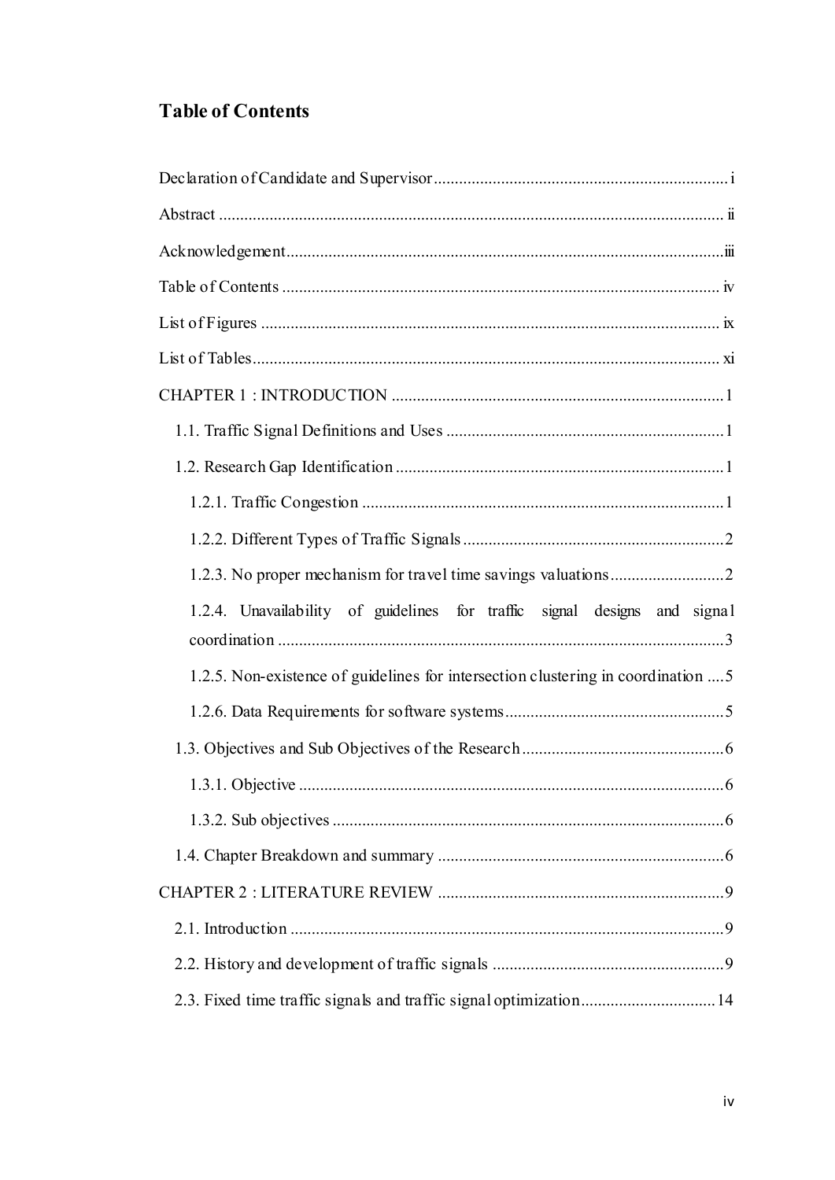# Table of Contents

Declaration of Candidate and Supervisor ..................................................................... i

Abstract ....................................................................................................................... ii

Acknowledgement .......................................................................................................iii

Table of Contents ....................................................................................................... iv

List of Figures ............................................................................................................ ix

List of Tables .............................................................................................................. xi

CHAPTER 1 : INTRODUCTION ............................................................................... 1

1.1. Traffic Signal Definitions and Uses ................................................................. 1

1.2. Research Gap Identification ............................................................................. 1

1.2.1. Traffic Congestion ..................................................................................... 1

1.2.2. Different Types of Traffic Signals ............................................................. 2

1.2.3. No proper mechanism for travel time savings valuations .......................... 2

1.2.4. Unavailability of guidelines for traffic signal designs and signal coordination ......................................................................................................... 3

1.2.5. Non-existence of guidelines for intersection clustering in coordination .... 5

1.2.6. Data Requirements for software systems .................................................... 5

1.3. Objectives and Sub Objectives of the Research ................................................ 6

1.3.1. Objective .................................................................................................... 6

1.3.2. Sub objectives ............................................................................................ 6

1.4. Chapter Breakdown and summary .................................................................... 6

CHAPTER 2 : LITERATURE REVIEW .................................................................... 9

2.1. Introduction ...................................................................................................... 9

2.2. History and development of traffic signals ....................................................... 9

2.3. Fixed time traffic signals and traffic signal optimization ................................ 14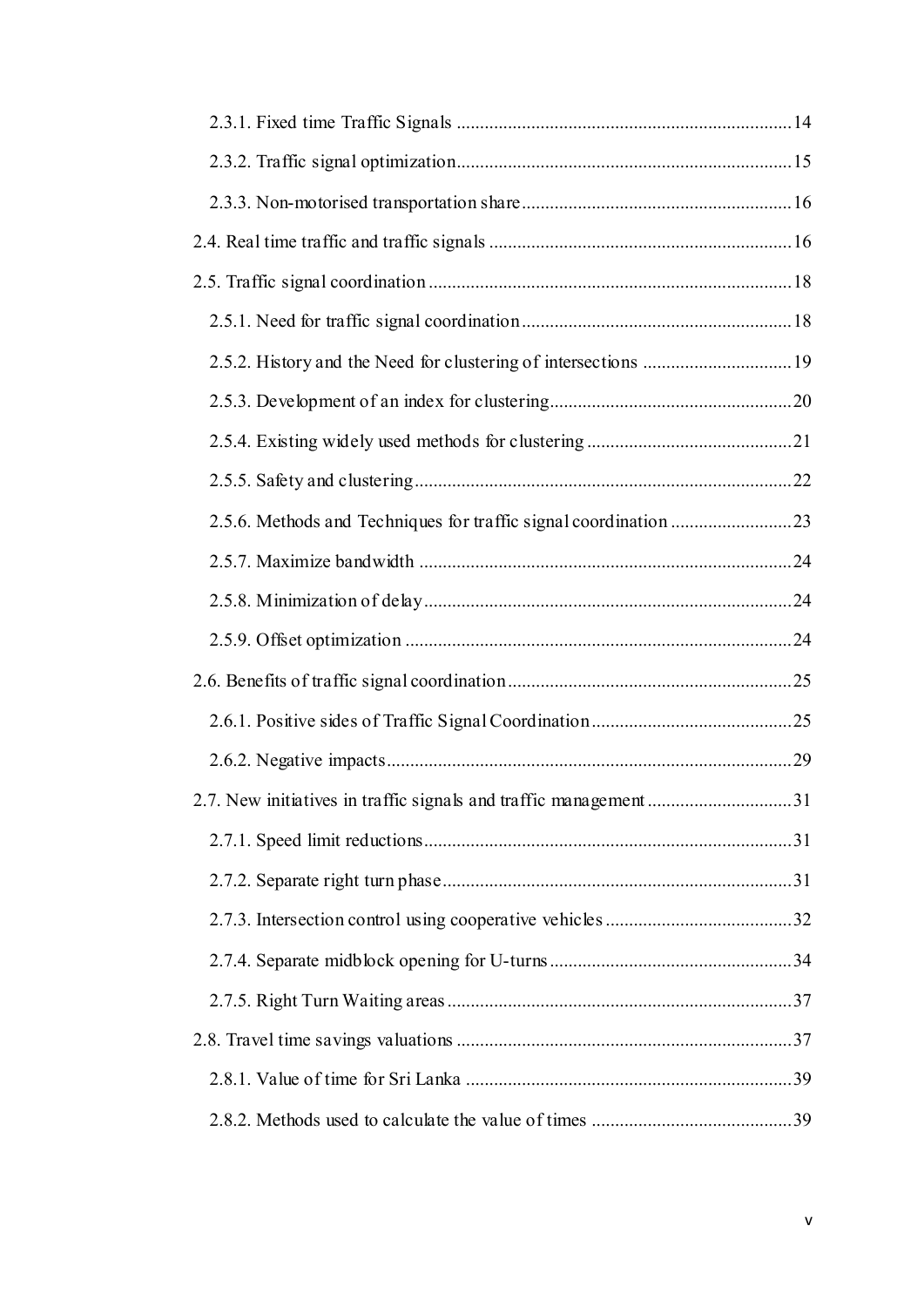2.3.1. Fixed time Traffic Signals ........................................................................ 14

2.3.2. Traffic signal optimization........................................................................ 15

2.3.3. Non-motorised transportation share .......................................................... 16

2.4. Real time traffic and traffic signals ................................................................. 16

2.5. Traffic signal coordination .............................................................................. 18

2.5.1. Need for traffic signal coordination .......................................................... 18

2.5.2. History and the Need for clustering of intersections ................................ 19

2.5.3. Development of an index for clustering.................................................... 20

2.5.4. Existing widely used methods for clustering ............................................ 21

2.5.5. Safety and clustering ................................................................................. 22

2.5.6. Methods and Techniques for traffic signal coordination .......................... 23

2.5.7. Maximize bandwidth ................................................................................ 24

2.5.8. Minimization of delay ............................................................................... 24

2.5.9. Offset optimization ................................................................................... 24

2.6. Benefits of traffic signal coordination ............................................................. 25

2.6.1. Positive sides of Traffic Signal Coordination ........................................... 25

2.6.2. Negative impacts ....................................................................................... 29

2.7. New initiatives in traffic signals and traffic management ............................... 31

2.7.1. Speed limit reductions ............................................................................... 31

2.7.2. Separate right turn phase ........................................................................... 31

2.7.3. Intersection control using cooperative vehicles ........................................ 32

2.7.4. Separate midblock opening for U-turns .................................................... 34

2.7.5. Right Turn Waiting areas .......................................................................... 37

2.8. Travel time savings valuations ........................................................................ 37

2.8.1. Value of time for Sri Lanka ...................................................................... 39

2.8.2. Methods used to calculate the value of times ........................................... 39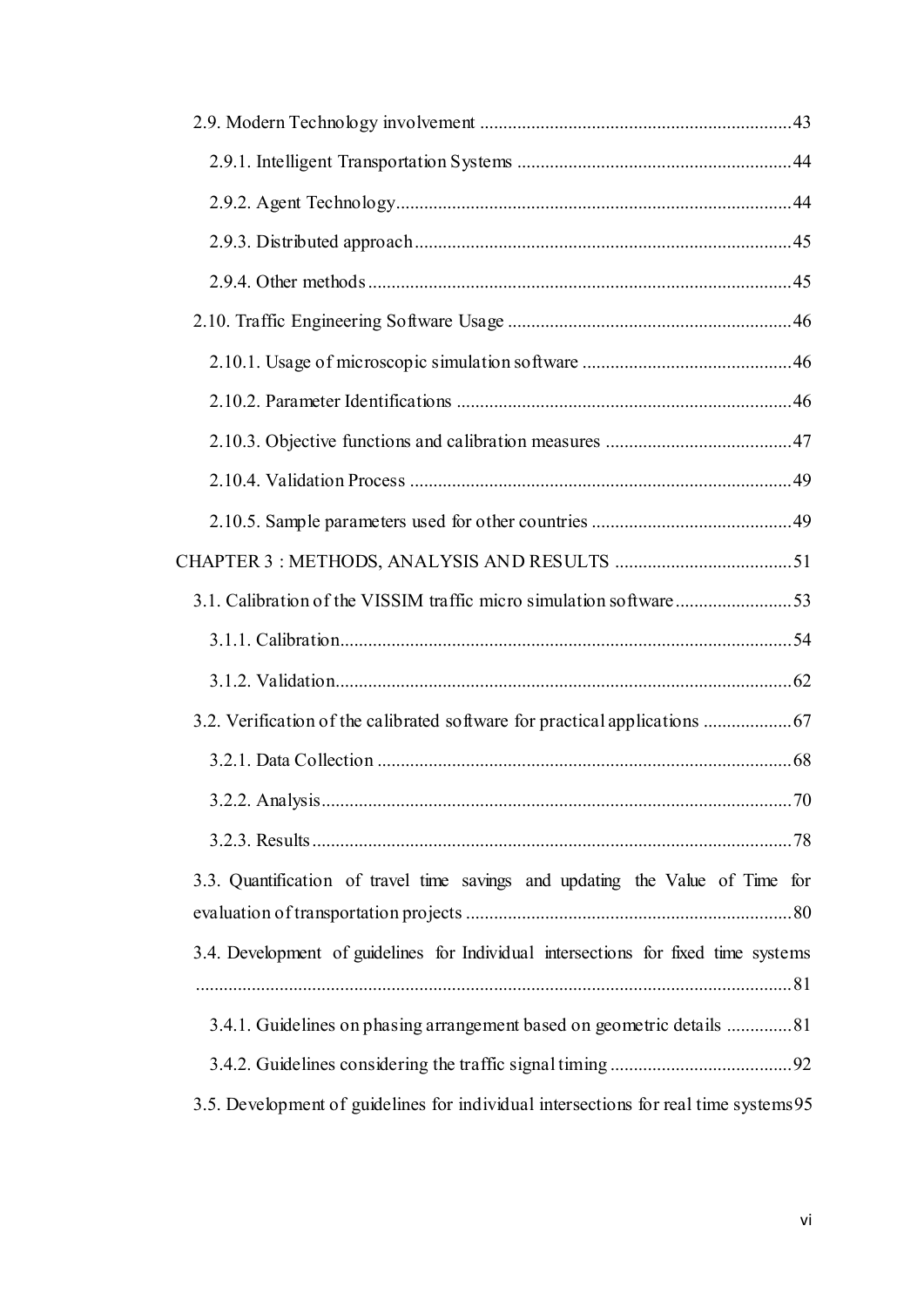2.9. Modern Technology involvement .................................................................. 43

2.9.1. Intelligent Transportation Systems .......................................................... 44

2.9.2. Agent Technology .................................................................................... 44

2.9.3. Distributed approach ................................................................................ 45

2.9.4. Other methods .......................................................................................... 45

2.10. Traffic Engineering Software Usage ............................................................ 46

2.10.1. Usage of microscopic simulation software ............................................ 46

2.10.2. Parameter Identifications ....................................................................... 46

2.10.3. Objective functions and calibration measures ....................................... 47

2.10.4. Validation Process .................................................................................. 49

2.10.5. Sample parameters used for other countries .......................................... 49

CHAPTER 3 : METHODS, ANALYSIS AND RESULTS ..................................... 51

3.1. Calibration of the VISSIM traffic micro simulation software ......................... 53

3.1.1. Calibration ................................................................................................ 54

3.1.2. Validation .................................................................................................. 62

3.2. Verification of the calibrated software for practical applications .................. 67

3.2.1. Data Collection ......................................................................................... 68

3.2.2. Analysis .................................................................................................... 70

3.2.3. Results ...................................................................................................... 78

3.3. Quantification of travel time savings and updating the Value of Time for evaluation of transportation projects ..................................................................... 80

3.4. Development of guidelines for Individual intersections for fixed time systems ................................................................................................................................ 81

3.4.1. Guidelines on phasing arrangement based on geometric details .............. 81

3.4.2. Guidelines considering the traffic signal timing ...................................... 92

3.5. Development of guidelines for individual intersections for real time systems 95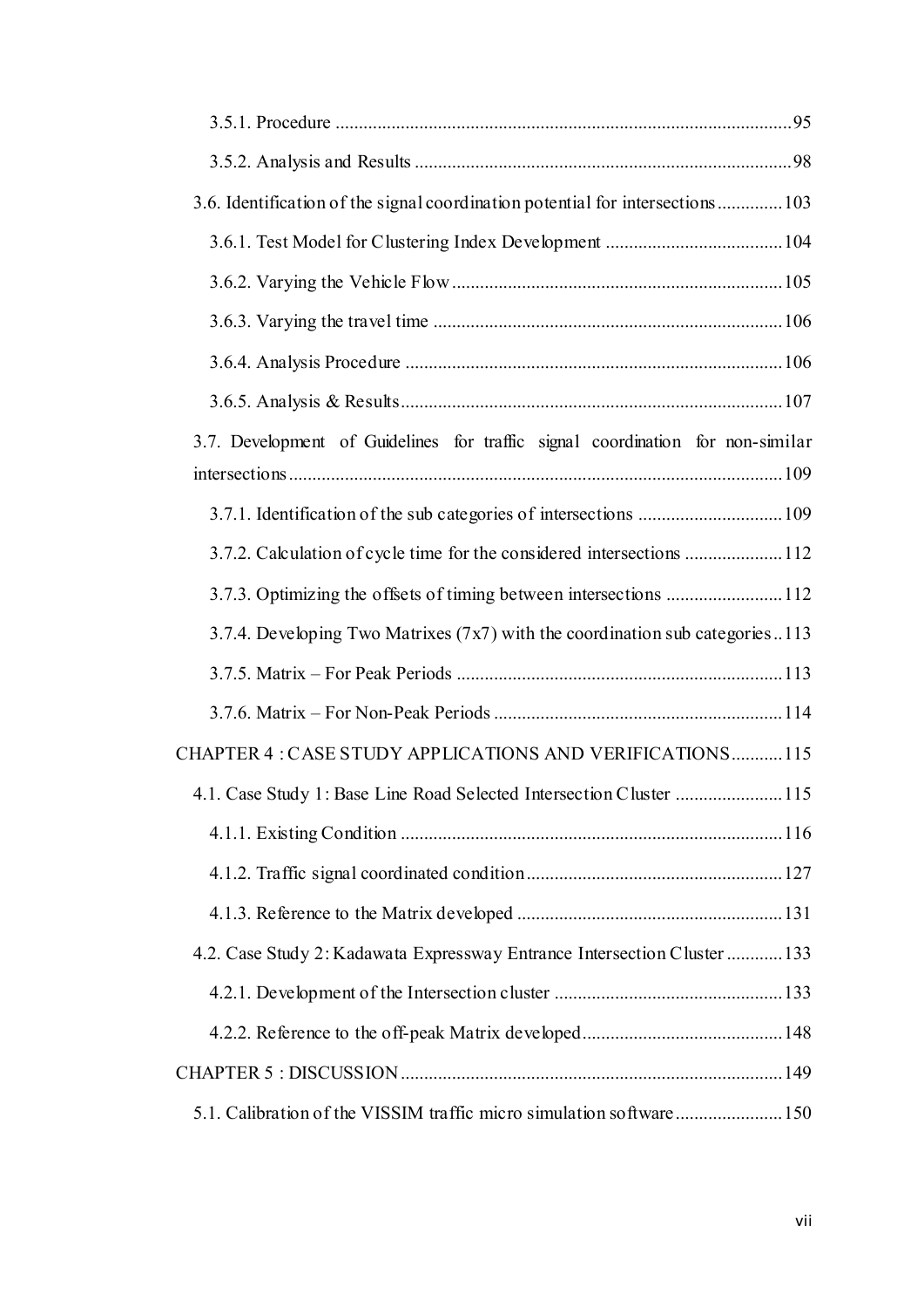3.5.1. Procedure .......................................................................................................95

3.5.2. Analysis and Results .......................................................................................98

3.6. Identification of the signal coordination potential for intersections ..............103

3.6.1. Test Model for Clustering Index Development ......................................104

3.6.2. Varying the Vehicle Flow .......................................................................105

3.6.3. Varying the travel time ...........................................................................106

3.6.4. Analysis Procedure .................................................................................106

3.6.5. Analysis & Results..................................................................................107

3.7. Development of Guidelines for traffic signal coordination for non-similar intersections.........................................................................................................109

3.7.1. Identification of the sub categories of intersections ...............................109

3.7.2. Calculation of cycle time for the considered intersections .....................112

3.7.3. Optimizing the offsets of timing between intersections .........................112

3.7.4. Developing Two Matrixes (7x7) with the coordination sub categories ..113

3.7.5. Matrix – For Peak Periods ......................................................................113

3.7.6. Matrix – For Non-Peak Periods ..............................................................114

CHAPTER 4 : CASE STUDY APPLICATIONS AND VERIFICATIONS...........115

4.1. Case Study 1: Base Line Road Selected Intersection Cluster .......................115

4.1.1. Existing Condition ..................................................................................116

4.1.2. Traffic signal coordinated condition.......................................................127

4.1.3. Reference to the Matrix developed .........................................................131

4.2. Case Study 2: Kadawata Expressway Entrance Intersection Cluster ............133

4.2.1. Development of the Intersection cluster .................................................133

4.2.2. Reference to the off-peak Matrix developed...........................................148

CHAPTER 5 : DISCUSSION..................................................................................149

5.1. Calibration of the VISSIM traffic micro simulation software.......................150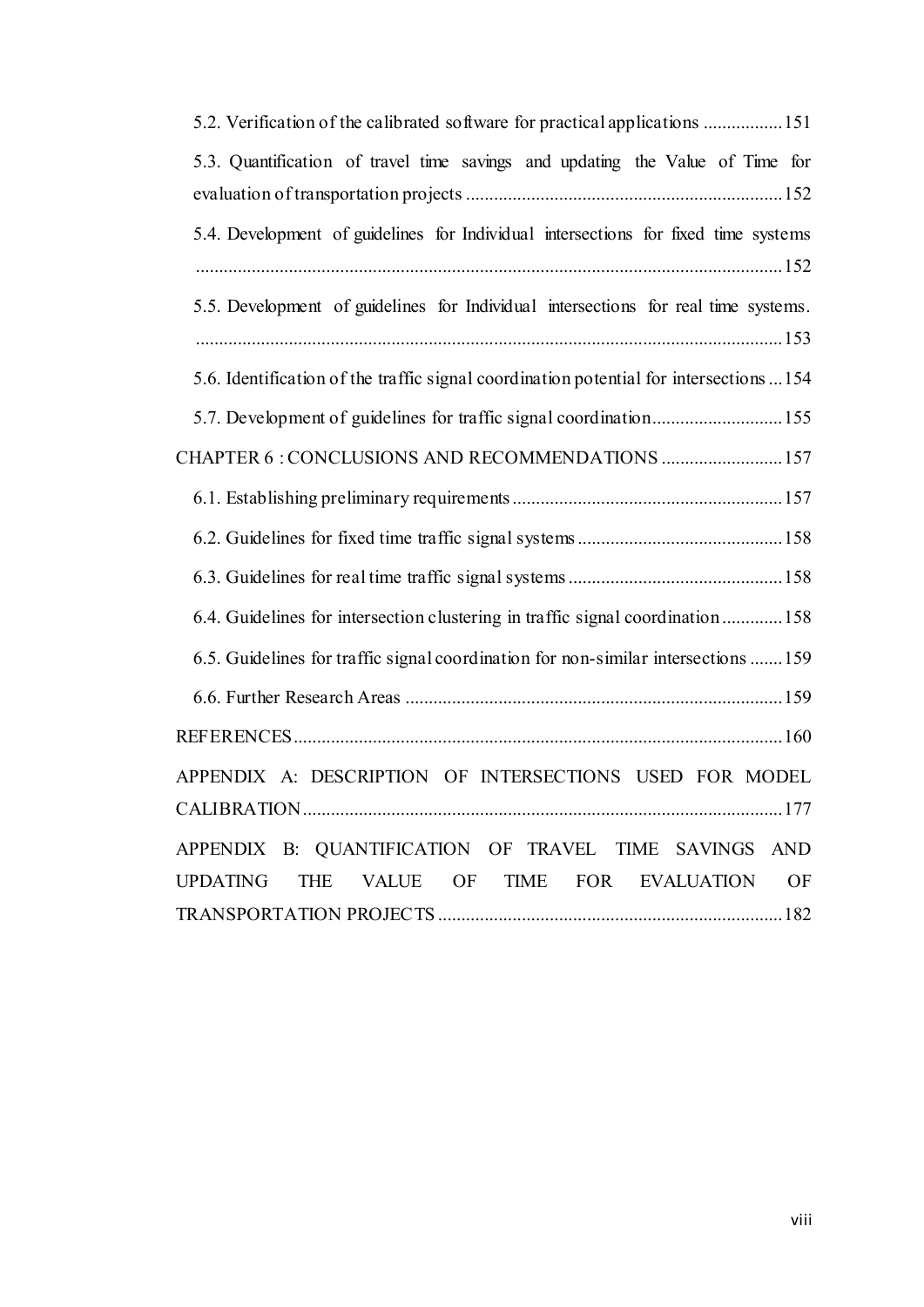5.2. Verification of the calibrated software for practical applications ................. 151

5.3. Quantification of travel time savings and updating the Value of Time for evaluation of transportation projects ................................................................... 152

5.4. Development of guidelines for Individual intersections for fixed time systems ............................................................................................................................. 152

5.5. Development of guidelines for Individual intersections for real time systems. ............................................................................................................................. 153

5.6. Identification of the traffic signal coordination potential for intersections ... 154

5.7. Development of guidelines for traffic signal coordination ............................ 155

CHAPTER 6 : CONCLUSIONS AND RECOMMENDATIONS .......................... 157

6.1. Establishing preliminary requirements .......................................................... 157

6.2. Guidelines for fixed time traffic signal systems ............................................ 158

6.3. Guidelines for real time traffic signal systems .............................................. 158

6.4. Guidelines for intersection clustering in traffic signal coordination ............. 158

6.5. Guidelines for traffic signal coordination for non-similar intersections ....... 159

6.6. Further Research Areas ................................................................................ 159

REFERENCES ........................................................................................................ 160

APPENDIX A: DESCRIPTION OF INTERSECTIONS USED FOR MODEL CALIBRATION ...................................................................................................... 177

APPENDIX B: QUANTIFICATION OF TRAVEL TIME SAVINGS AND UPDATING THE VALUE OF TIME FOR EVALUATION OF TRANSPORTATION PROJECTS ......................................................................... 182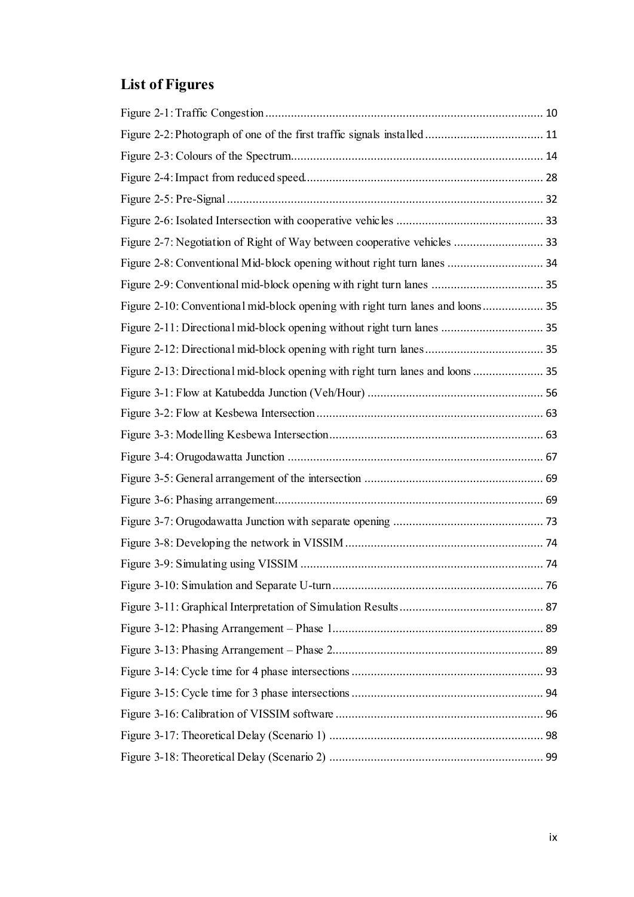## List of Figures

Figure 2-1: Traffic Congestion ........................................................................................ 10
Figure 2-2: Photograph of one of the first traffic signals installed ..................................... 11
Figure 2-3: Colours of the Spectrum................................................................................ 14
Figure 2-4: Impact from reduced speed............................................................................ 28
Figure 2-5: Pre-Signal .................................................................................................... 32
Figure 2-6: Isolated Intersection with cooperative vehicles .............................................. 33
Figure 2-7: Negotiation of Right of Way between cooperative vehicles ............................ 33
Figure 2-8: Conventional Mid-block opening without right turn lanes .............................. 34
Figure 2-9: Conventional mid-block opening with right turn lanes ................................... 35
Figure 2-10: Conventional mid-block opening with right turn lanes and loons ................... 35
Figure 2-11: Directional mid-block opening without right turn lanes ................................ 35
Figure 2-12: Directional mid-block opening with right turn lanes..................................... 35
Figure 2-13: Directional mid-block opening with right turn lanes and loons ...................... 35
Figure 3-1: Flow at Katubedda Junction (Veh/Hour) ....................................................... 56
Figure 3-2: Flow at Kesbewa Intersection ....................................................................... 63
Figure 3-3: Modelling Kesbewa Intersection ................................................................... 63
Figure 3-4: Orugodawatta Junction ................................................................................ 67
Figure 3-5: General arrangement of the intersection ........................................................ 69
Figure 3-6: Phasing arrangement .................................................................................... 69
Figure 3-7: Orugodawatta Junction with separate opening ............................................... 73
Figure 3-8: Developing the network in VISSIM .............................................................. 74
Figure 3-9: Simulating using VISSIM ............................................................................ 74
Figure 3-10: Simulation and Separate U-turn .................................................................. 76
Figure 3-11: Graphical Interpretation of Simulation Results ............................................. 87
Figure 3-12: Phasing Arrangement – Phase 1 .................................................................. 89
Figure 3-13: Phasing Arrangement – Phase 2 .................................................................. 89
Figure 3-14: Cycle time for 4 phase intersections ............................................................ 93
Figure 3-15: Cycle time for 3 phase intersections ............................................................ 94
Figure 3-16: Calibration of VISSIM software ................................................................. 96
Figure 3-17: Theoretical Delay (Scenario 1) ................................................................... 98
Figure 3-18: Theoretical Delay (Scenario 2) ................................................................... 99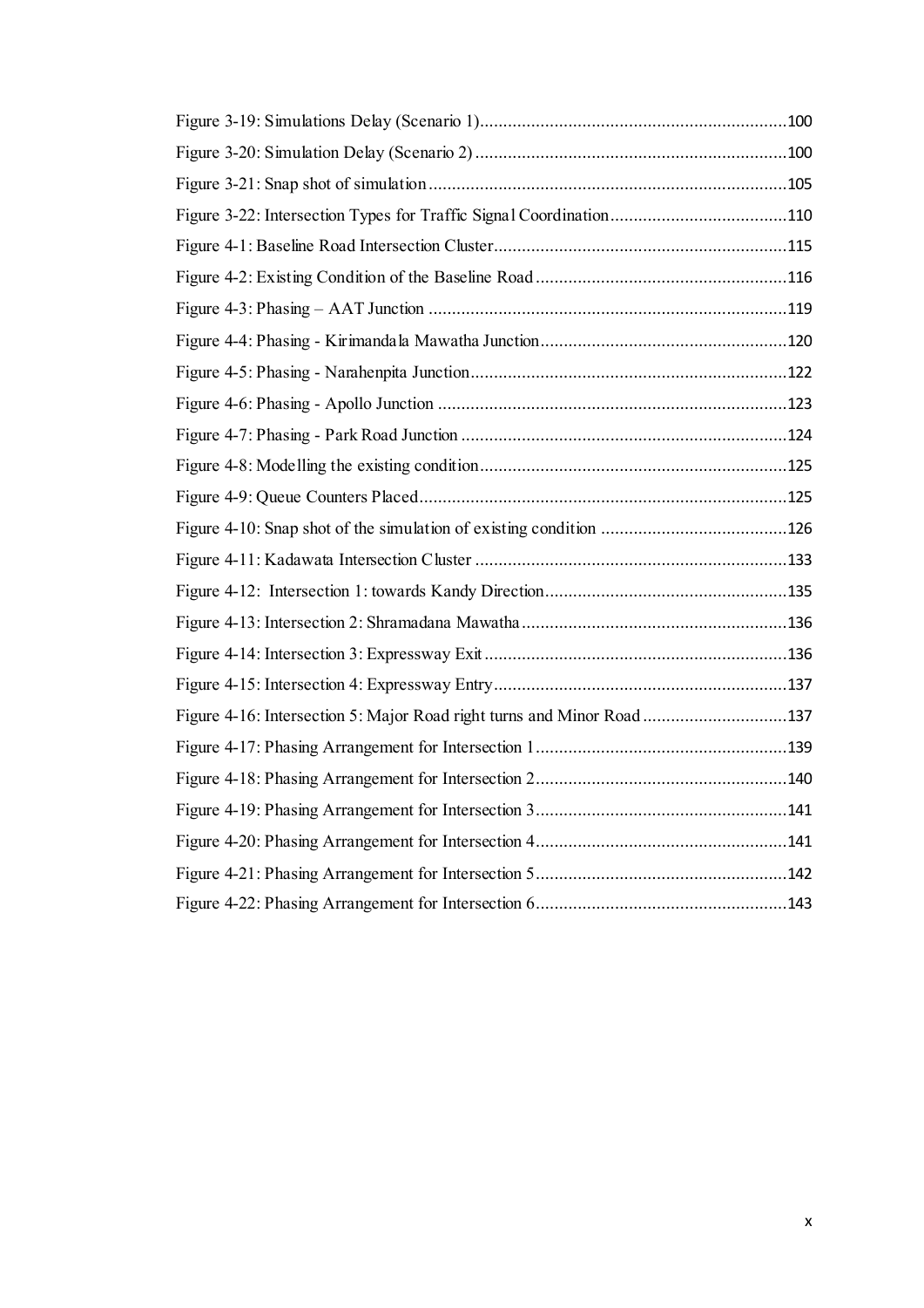Figure 3-19: Simulations Delay (Scenario 1) ......................................................................100

Figure 3-20: Simulation Delay (Scenario 2) ......................................................................100

Figure 3-21: Snap shot of simulation ..............................................................................105

Figure 3-22: Intersection Types for Traffic Signal Coordination ........................................110

Figure 4-1: Baseline Road Intersection Cluster .................................................................115

Figure 4-2: Existing Condition of the Baseline Road .........................................................116

Figure 4-3: Phasing – AAT Junction ..................................................................................119

Figure 4-4: Phasing - Kirimandala Mawatha Junction .......................................................120

Figure 4-5: Phasing - Narahenpita Junction ......................................................................122

Figure 4-6: Phasing - Apollo Junction ...............................................................................123

Figure 4-7: Phasing - Park Road Junction .........................................................................124

Figure 4-8: Modelling the existing condition ....................................................................125

Figure 4-9: Queue Counters Placed ..................................................................................125

Figure 4-10: Snap shot of the simulation of existing condition .........................................126

Figure 4-11: Kadawata Intersection Cluster .....................................................................133

Figure 4-12: Intersection 1: towards Kandy Direction .......................................................135

Figure 4-13: Intersection 2: Shramadana Mawatha ...........................................................136

Figure 4-14: Intersection 3: Expressway Exit ....................................................................136

Figure 4-15: Intersection 4: Expressway Entry .................................................................137

Figure 4-16: Intersection 5: Major Road right turns and Minor Road ................................137

Figure 4-17: Phasing Arrangement for Intersection 1 ........................................................139

Figure 4-18: Phasing Arrangement for Intersection 2 ........................................................140

Figure 4-19: Phasing Arrangement for Intersection 3 ........................................................141

Figure 4-20: Phasing Arrangement for Intersection 4 ........................................................141

Figure 4-21: Phasing Arrangement for Intersection 5 ........................................................142

Figure 4-22: Phasing Arrangement for Intersection 6 ........................................................143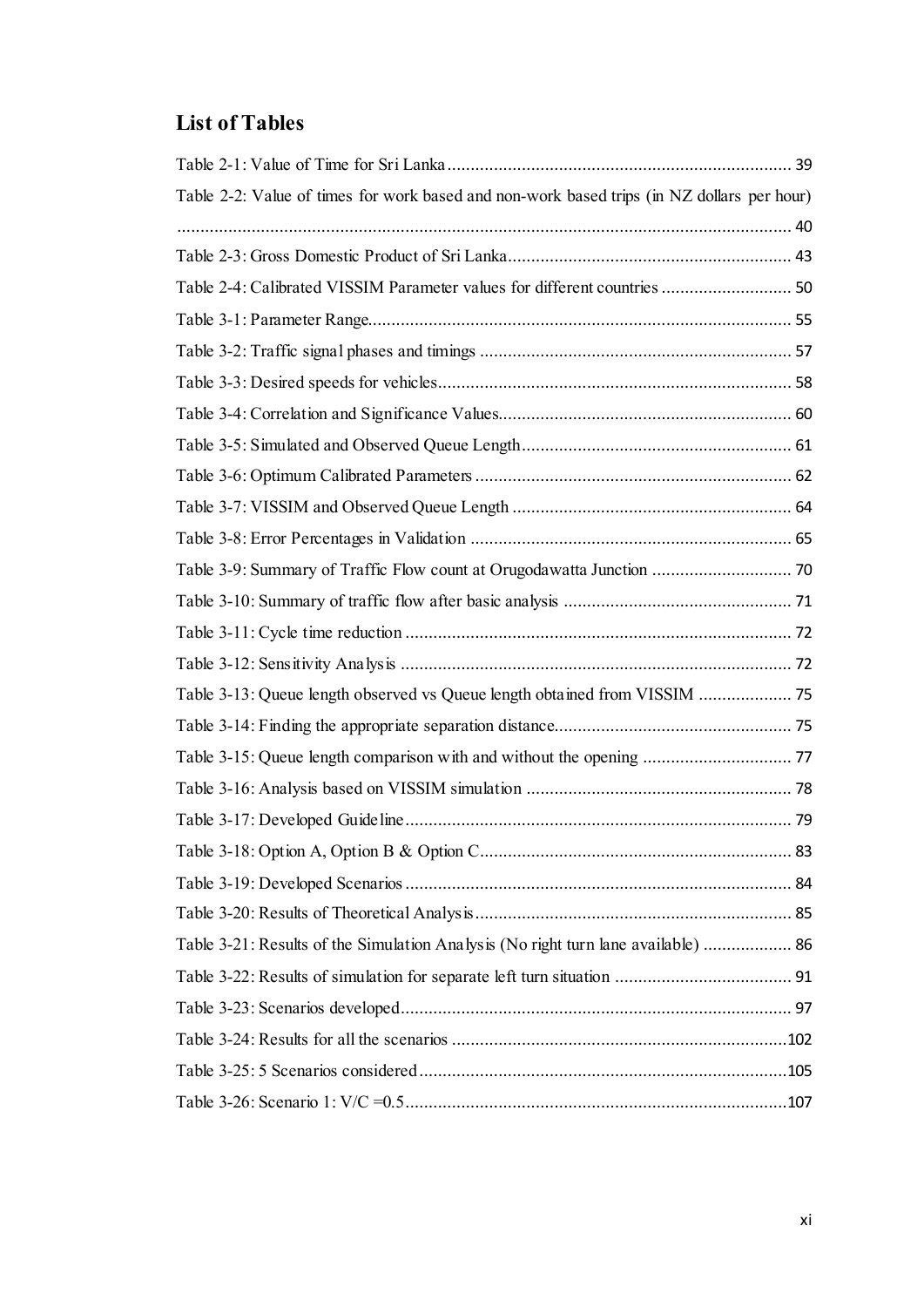## List of Tables

Table 2-1: Value of Time for Sri Lanka .......................................................................... 39

Table 2-2: Value of times for work based and non-work based trips (in NZ dollars per hour) .................................................................................................................................... 40

Table 2-3: Gross Domestic Product of Sri Lanka ............................................................. 43

Table 2-4: Calibrated VISSIM Parameter values for different countries ............................ 50

Table 3-1: Parameter Range.......................................................................................... 55

Table 3-2: Traffic signal phases and timings .................................................................. 57

Table 3-3: Desired speeds for vehicles............................................................................ 58

Table 3-4: Correlation and Significance Values............................................................... 60

Table 3-5: Simulated and Observed Queue Length.......................................................... 61

Table 3-6: Optimum Calibrated Parameters .................................................................... 62

Table 3-7: VISSIM and Observed Queue Length ............................................................ 64

Table 3-8: Error Percentages in Validation ..................................................................... 65

Table 3-9: Summary of Traffic Flow count at Orugodawatta Junction .............................. 70

Table 3-10: Summary of traffic flow after basic analysis ................................................. 71

Table 3-11: Cycle time reduction ................................................................................... 72

Table 3-12: Sensitivity Analysis .................................................................................... 72

Table 3-13: Queue length observed vs Queue length obtained from VISSIM .................... 75

Table 3-14: Finding the appropriate separation distance................................................... 75

Table 3-15: Queue length comparison with and without the opening ................................ 77

Table 3-16: Analysis based on VISSIM simulation ......................................................... 78

Table 3-17: Developed Guideline................................................................................... 79

Table 3-18: Option A, Option B & Option C................................................................... 83

Table 3-19: Developed Scenarios ................................................................................... 84

Table 3-20: Results of Theoretical Analysis .................................................................... 85

Table 3-21: Results of the Simulation Analysis (No right turn lane available) ................... 86

Table 3-22: Results of simulation for separate left turn situation ...................................... 91

Table 3-23: Scenarios developed.................................................................................... 97

Table 3-24: Results for all the scenarios ........................................................................102

Table 3-25: 5 Scenarios considered ...............................................................................105

Table 3-26: Scenario 1: V/C =0.5..................................................................................107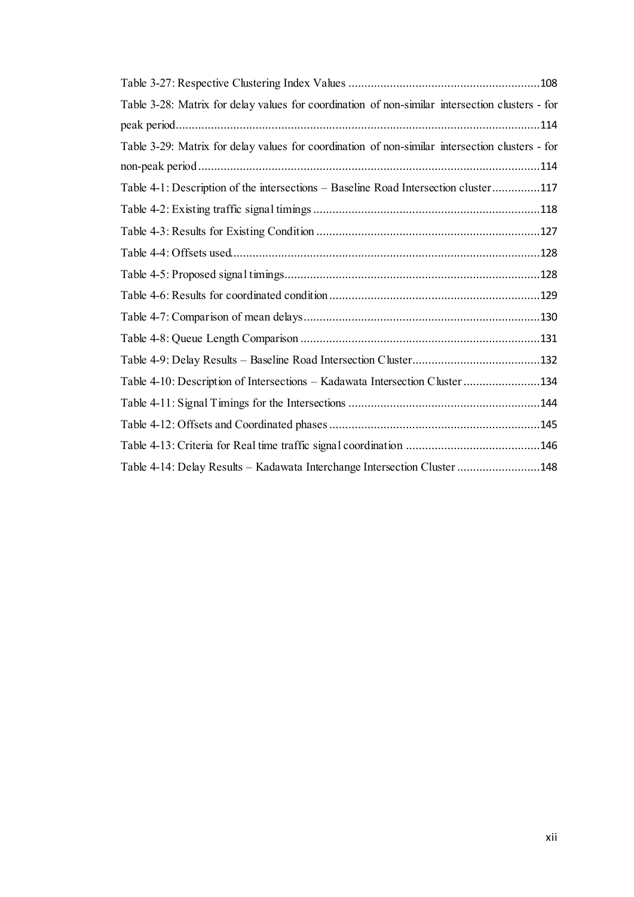Table 3-27: Respective Clustering Index Values ............................................................108

Table 3-28: Matrix for delay values for coordination of non-similar intersection clusters - for peak period..................................................................................................................114

Table 3-29: Matrix for delay values for coordination of non-similar intersection clusters - for non-peak period...........................................................................................................114

Table 4-1: Description of the intersections – Baseline Road Intersection cluster...............117

Table 4-2: Existing traffic signal timings.......................................................................118

Table 4-3: Results for Existing Condition......................................................................127

Table 4-4: Offsets used..................................................................................................128

Table 4-5: Proposed signal timings................................................................................128

Table 4-6: Results for coordinated condition..................................................................129

Table 4-7: Comparison of mean delays..........................................................................130

Table 4-8: Queue Length Comparison...........................................................................131

Table 4-9: Delay Results – Baseline Road Intersection Cluster........................................132

Table 4-10: Description of Intersections – Kadawata Intersection Cluster........................134

Table 4-11: Signal Timings for the Intersections............................................................144

Table 4-12: Offsets and Coordinated phases..................................................................145

Table 4-13: Criteria for Real time traffic signal coordination..........................................146

Table 4-14: Delay Results – Kadawata Interchange Intersection Cluster..........................148